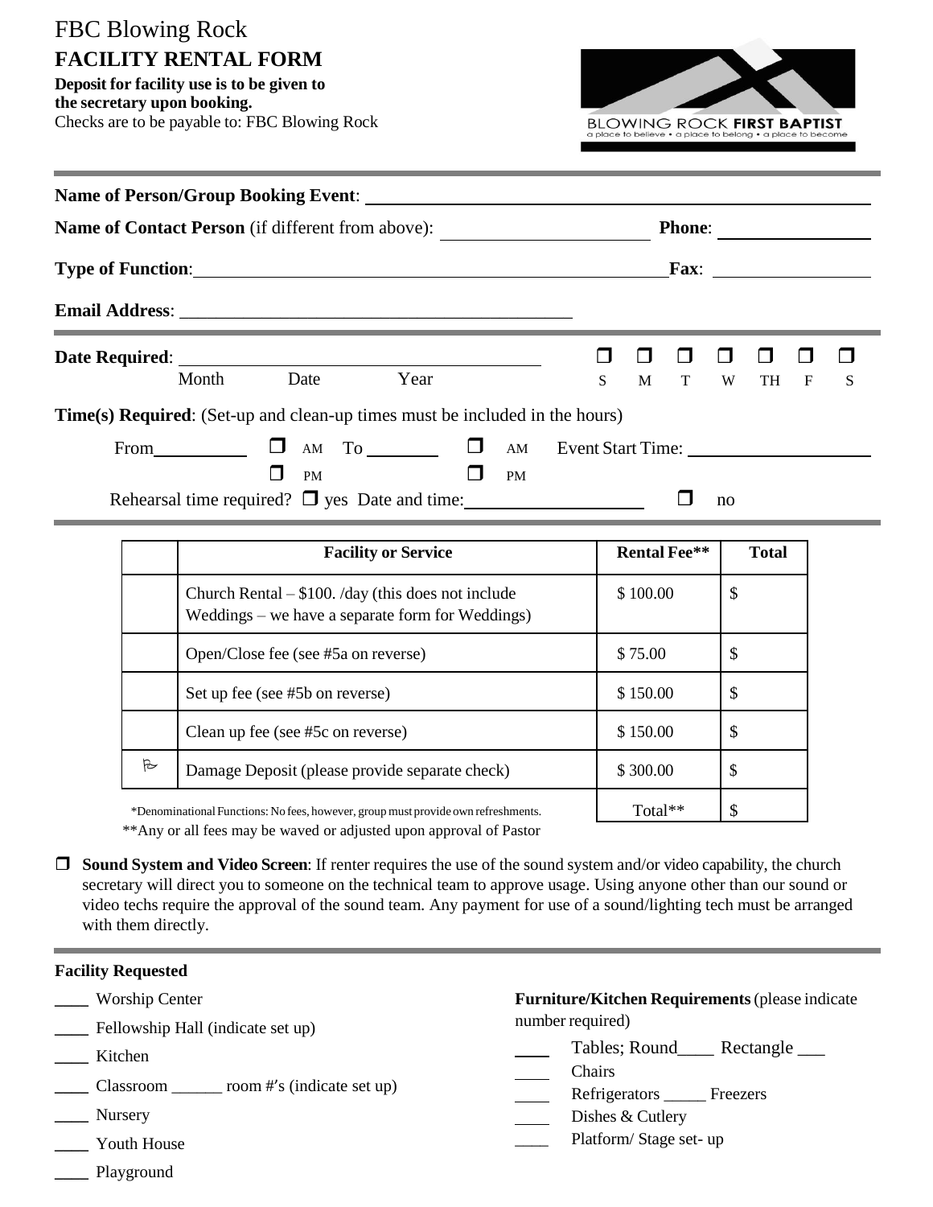# FBC Blowing Rock

## FACILITY RENTAL FORM

**Deposit for facility use is to be given to the secretary upon booking.**
Checks are to be payable to: FBC Blowing Rock

BLOWING ROCK **FIRST BAPTIST**
a place to believe • a place to belong • a place to become

---

**Name of Person/Group Booking Event**: ______________________________

**Name of Contact Person** (if different from above): ____________________ **Phone**: ______________

**Type of Function**: ______________________________ **Fax**: ______________

**Email Address**: ______________________________

---

**Date Required**: ______________________________
Month Date Year

☐ S ☐ M ☐ T ☐ W ☐ TH ☐ F ☐ S

**Time(s) Required**: (Set-up and clean-up times must be included in the hours)

From__________ ☐ AM ☐ PM To ________ ☐ AM ☐ PM Event Start Time: ______________

Rehearsal time required? ☐ yes Date and time: ________________ ☐ no

---

| | Facility or Service | Rental Fee** | Total |
|---|---|---|---|
| | Church Rental – $100. /day (this does not include Weddings – we have a separate form for Weddings) | $ 100.00 | $ |
| | Open/Close fee (see #5a on reverse) | $ 75.00 | $ |
| | Set up fee (see #5b on reverse) | $ 150.00 | $ |
| | Clean up fee (see #5c on reverse) | $ 150.00 | $ |
| ⛿ | Damage Deposit (please provide separate check) | $ 300.00 | $ |
| | | Total** | $ |

*Denominational Functions: No fees, however, group must provide own refreshments.
**Any or all fees may be waved or adjusted upon approval of Pastor

☐ **Sound System and Video Screen**: If renter requires the use of the sound system and/or video capability, the church secretary will direct you to someone on the technical team to approve usage. Using anyone other than our sound or video techs require the approval of the sound team. Any payment for use of a sound/lighting tech must be arranged with them directly.

---

**Facility Requested**

____ Worship Center
____ Fellowship Hall (indicate set up)
____ Kitchen
____ Classroom ______ room #'s (indicate set up)
____ Nursery
____ Youth House
____ Playground

**Furniture/Kitchen Requirements** (please indicate number required)

____ Tables; Round____ Rectangle ___
____ Chairs
____ Refrigerators _____ Freezers
____ Dishes & Cutlery
____ Platform/ Stage set- up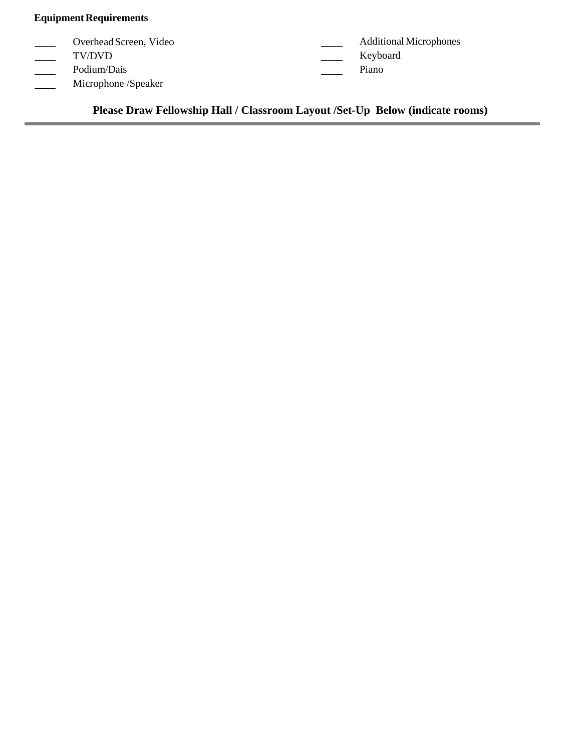**Equipment Requirements**

____ Overhead Screen, Video

____ TV/DVD

____ Podium/Dais

____ Microphone /Speaker

____ Additional Microphones

____ Keyboard

____ Piano

**Please Draw Fellowship Hall / Classroom Layout /Set-Up Below (indicate rooms)**

---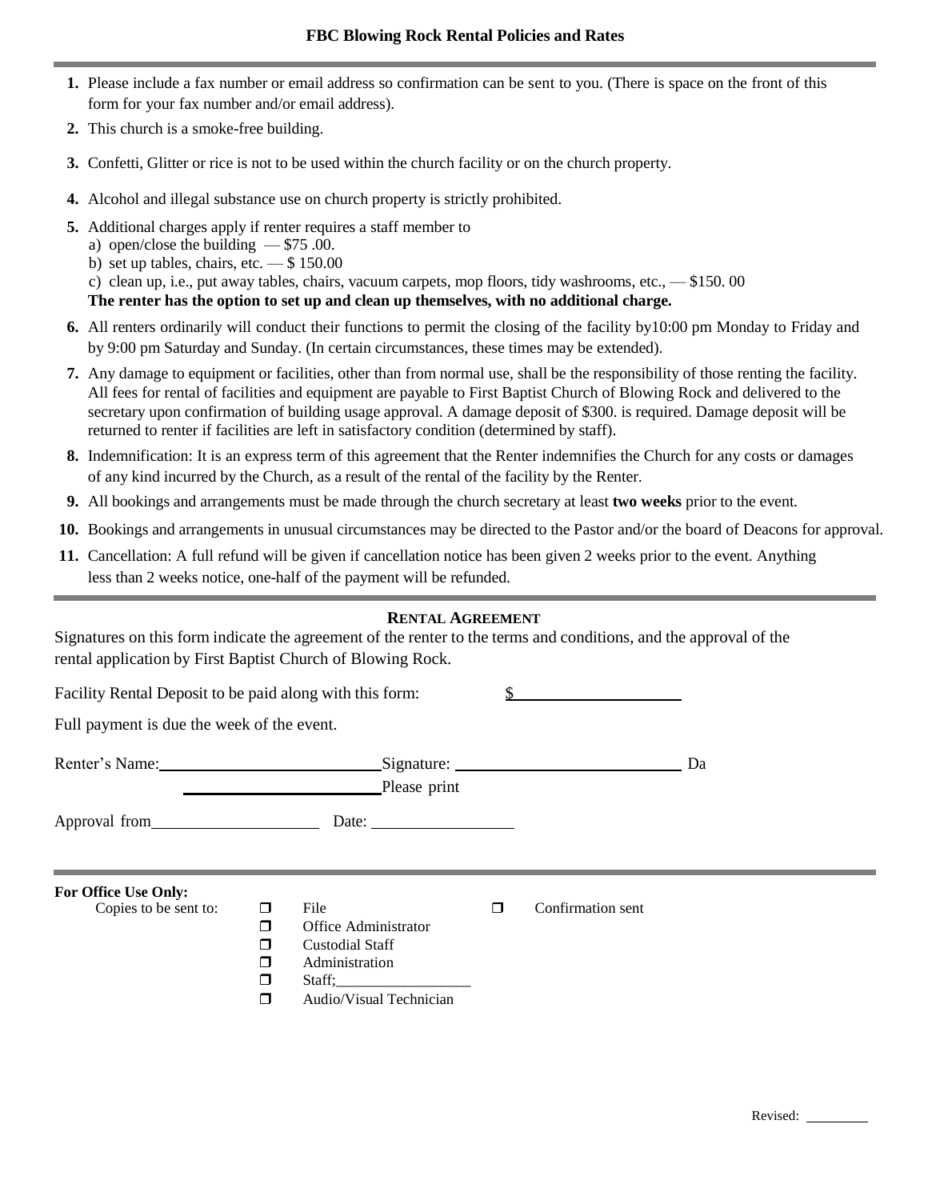# FBC Blowing Rock Rental Policies and Rates

1. Please include a fax number or email address so confirmation can be sent to you. (There is space on the front of this form for your fax number and/or email address).
2. This church is a smoke-free building.
3. Confetti, Glitter or rice is not to be used within the church facility or on the church property.
4. Alcohol and illegal substance use on church property is strictly prohibited.
5. Additional charges apply if renter requires a staff member to
   a) open/close the building — $75 .00.
   b) set up tables, chairs, etc. — $ 150.00
   c) clean up, i.e., put away tables, chairs, vacuum carpets, mop floors, tidy washrooms, etc., — $150. 00
   **The renter has the option to set up and clean up themselves, with no additional charge.**
6. All renters ordinarily will conduct their functions to permit the closing of the facility by10:00 pm Monday to Friday and by 9:00 pm Saturday and Sunday. (In certain circumstances, these times may be extended).
7. Any damage to equipment or facilities, other than from normal use, shall be the responsibility of those renting the facility. All fees for rental of facilities and equipment are payable to First Baptist Church of Blowing Rock and delivered to the secretary upon confirmation of building usage approval. A damage deposit of $300. is required. Damage deposit will be returned to renter if facilities are left in satisfactory condition (determined by staff).
8. Indemnification: It is an express term of this agreement that the Renter indemnifies the Church for any costs or damages of any kind incurred by the Church, as a result of the rental of the facility by the Renter.
9. All bookings and arrangements must be made through the church secretary at least **two weeks** prior to the event.
10. Bookings and arrangements in unusual circumstances may be directed to the Pastor and/or the board of Deacons for approval.
11. Cancellation: A full refund will be given if cancellation notice has been given 2 weeks prior to the event. Anything less than 2 weeks notice, one-half of the payment will be refunded.

## RENTAL AGREEMENT

Signatures on this form indicate the agreement of the renter to the terms and conditions, and the approval of the rental application by First Baptist Church of Blowing Rock.

Facility Rental Deposit to be paid along with this form: $____________________

Full payment is due the week of the event.

Renter's Name:__________________________ Signature: __________________________ Da

__________________________ Please print

Approval from____________________ Date: __________________

**For Office Use Only:**

Copies to be sent to:

- ☐ File
- ☐ Office Administrator
- ☐ Custodial Staff
- ☐ Administration
- ☐ Staff;__________________
- ☐ Audio/Visual Technician

☐ Confirmation sent

Revised: _________